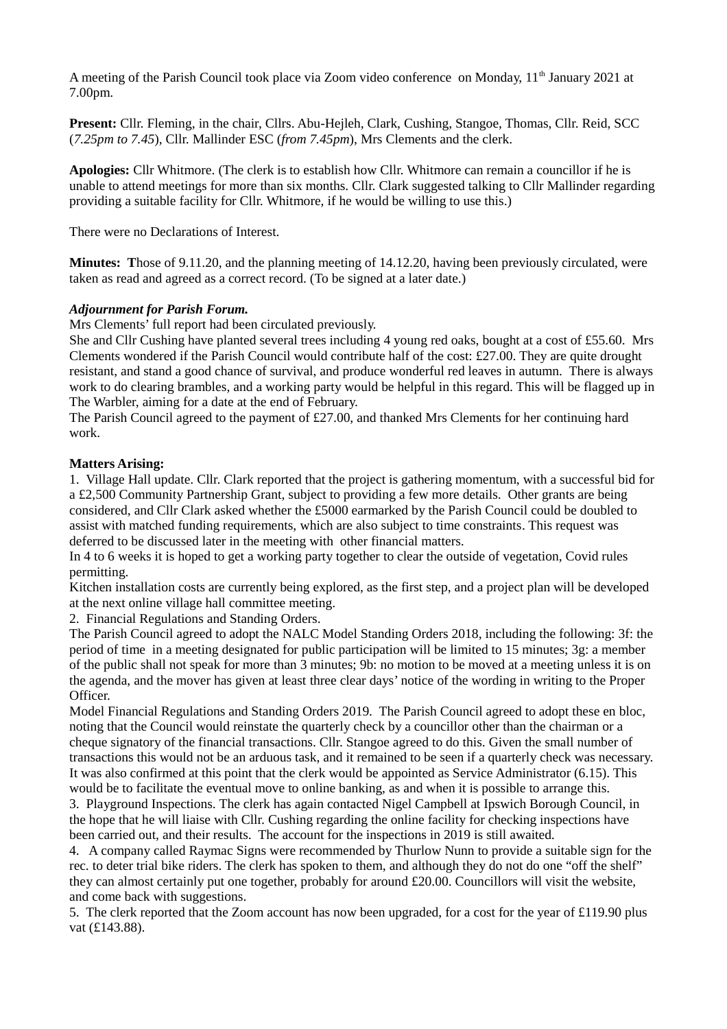A meeting of the Parish Council took place via Zoom video conference on Monday, 11th January 2021 at 7.00pm.

**Present:** Cllr. Fleming, in the chair, Cllrs. Abu-Hejleh, Clark, Cushing, Stangoe, Thomas, Cllr. Reid, SCC (*7.25pm to 7.45*), Cllr. Mallinder ESC (*from 7.45pm*), Mrs Clements and the clerk.

**Apologies:** Cllr Whitmore. (The clerk is to establish how Cllr. Whitmore can remain a councillor if he is unable to attend meetings for more than six months. Cllr. Clark suggested talking to Cllr Mallinder regarding providing a suitable facility for Cllr. Whitmore, if he would be willing to use this.)

There were no Declarations of Interest.

**Minutes:** **T**hose of 9.11.20, and the planning meeting of 14.12.20, having been previously circulated, were taken as read and agreed as a correct record. (To be signed at a later date.)

***Adjournment for Parish Forum.***

Mrs Clements' full report had been circulated previously.

She and Cllr Cushing have planted several trees including 4 young red oaks, bought at a cost of £55.60. Mrs Clements wondered if the Parish Council would contribute half of the cost: £27.00. They are quite drought resistant, and stand a good chance of survival, and produce wonderful red leaves in autumn. There is always work to do clearing brambles, and a working party would be helpful in this regard. This will be flagged up in The Warbler, aiming for a date at the end of February.

The Parish Council agreed to the payment of £27.00, and thanked Mrs Clements for her continuing hard work.

**Matters Arising:**

1. Village Hall update. Cllr. Clark reported that the project is gathering momentum, with a successful bid for a £2,500 Community Partnership Grant, subject to providing a few more details. Other grants are being considered, and Cllr Clark asked whether the £5000 earmarked by the Parish Council could be doubled to assist with matched funding requirements, which are also subject to time constraints. This request was deferred to be discussed later in the meeting with other financial matters.

In 4 to 6 weeks it is hoped to get a working party together to clear the outside of vegetation, Covid rules permitting.

Kitchen installation costs are currently being explored, as the first step, and a project plan will be developed at the next online village hall committee meeting.

2. Financial Regulations and Standing Orders.

The Parish Council agreed to adopt the NALC Model Standing Orders 2018, including the following: 3f: the period of time in a meeting designated for public participation will be limited to 15 minutes; 3g: a member of the public shall not speak for more than 3 minutes; 9b: no motion to be moved at a meeting unless it is on the agenda, and the mover has given at least three clear days' notice of the wording in writing to the Proper Officer.

Model Financial Regulations and Standing Orders 2019. The Parish Council agreed to adopt these en bloc, noting that the Council would reinstate the quarterly check by a councillor other than the chairman or a cheque signatory of the financial transactions. Cllr. Stangoe agreed to do this. Given the small number of transactions this would not be an arduous task, and it remained to be seen if a quarterly check was necessary. It was also confirmed at this point that the clerk would be appointed as Service Administrator (6.15). This would be to facilitate the eventual move to online banking, as and when it is possible to arrange this.

3. Playground Inspections. The clerk has again contacted Nigel Campbell at Ipswich Borough Council, in the hope that he will liaise with Cllr. Cushing regarding the online facility for checking inspections have been carried out, and their results. The account for the inspections in 2019 is still awaited.

4. A company called Raymac Signs were recommended by Thurlow Nunn to provide a suitable sign for the rec. to deter trial bike riders. The clerk has spoken to them, and although they do not do one "off the shelf" they can almost certainly put one together, probably for around £20.00. Councillors will visit the website, and come back with suggestions.

5. The clerk reported that the Zoom account has now been upgraded, for a cost for the year of £119.90 plus vat (£143.88).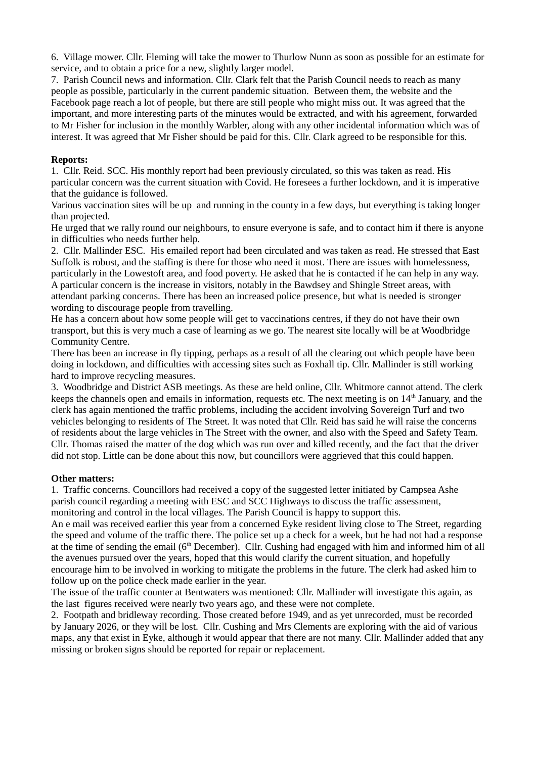6. Village mower. Cllr. Fleming will take the mower to Thurlow Nunn as soon as possible for an estimate for service, and to obtain a price for a new, slightly larger model.

7. Parish Council news and information. Cllr. Clark felt that the Parish Council needs to reach as many people as possible, particularly in the current pandemic situation. Between them, the website and the Facebook page reach a lot of people, but there are still people who might miss out. It was agreed that the important, and more interesting parts of the minutes would be extracted, and with his agreement, forwarded to Mr Fisher for inclusion in the monthly Warbler, along with any other incidental information which was of interest. It was agreed that Mr Fisher should be paid for this. Cllr. Clark agreed to be responsible for this.

**Reports:**

1. Cllr. Reid. SCC. His monthly report had been previously circulated, so this was taken as read. His particular concern was the current situation with Covid. He foresees a further lockdown, and it is imperative that the guidance is followed.

Various vaccination sites will be up and running in the county in a few days, but everything is taking longer than projected.

He urged that we rally round our neighbours, to ensure everyone is safe, and to contact him if there is anyone in difficulties who needs further help.

2. Cllr. Mallinder ESC. His emailed report had been circulated and was taken as read. He stressed that East Suffolk is robust, and the staffing is there for those who need it most. There are issues with homelessness, particularly in the Lowestoft area, and food poverty. He asked that he is contacted if he can help in any way. A particular concern is the increase in visitors, notably in the Bawdsey and Shingle Street areas, with attendant parking concerns. There has been an increased police presence, but what is needed is stronger wording to discourage people from travelling.

He has a concern about how some people will get to vaccinations centres, if they do not have their own transport, but this is very much a case of learning as we go. The nearest site locally will be at Woodbridge Community Centre.

There has been an increase in fly tipping, perhaps as a result of all the clearing out which people have been doing in lockdown, and difficulties with accessing sites such as Foxhall tip. Cllr. Mallinder is still working hard to improve recycling measures.

3. Woodbridge and District ASB meetings. As these are held online, Cllr. Whitmore cannot attend. The clerk keeps the channels open and emails in information, requests etc. The next meeting is on 14th January, and the clerk has again mentioned the traffic problems, including the accident involving Sovereign Turf and two vehicles belonging to residents of The Street. It was noted that Cllr. Reid has said he will raise the concerns of residents about the large vehicles in The Street with the owner, and also with the Speed and Safety Team. Cllr. Thomas raised the matter of the dog which was run over and killed recently, and the fact that the driver did not stop. Little can be done about this now, but councillors were aggrieved that this could happen.

**Other matters:**

1. Traffic concerns. Councillors had received a copy of the suggested letter initiated by Campsea Ashe parish council regarding a meeting with ESC and SCC Highways to discuss the traffic assessment, monitoring and control in the local villages. The Parish Council is happy to support this.

An e mail was received earlier this year from a concerned Eyke resident living close to The Street, regarding the speed and volume of the traffic there. The police set up a check for a week, but he had not had a response at the time of sending the email (6th December). Cllr. Cushing had engaged with him and informed him of all the avenues pursued over the years, hoped that this would clarify the current situation, and hopefully encourage him to be involved in working to mitigate the problems in the future. The clerk had asked him to follow up on the police check made earlier in the year.

The issue of the traffic counter at Bentwaters was mentioned: Cllr. Mallinder will investigate this again, as the last figures received were nearly two years ago, and these were not complete.

2. Footpath and bridleway recording. Those created before 1949, and as yet unrecorded, must be recorded by January 2026, or they will be lost. Cllr. Cushing and Mrs Clements are exploring with the aid of various maps, any that exist in Eyke, although it would appear that there are not many. Cllr. Mallinder added that any missing or broken signs should be reported for repair or replacement.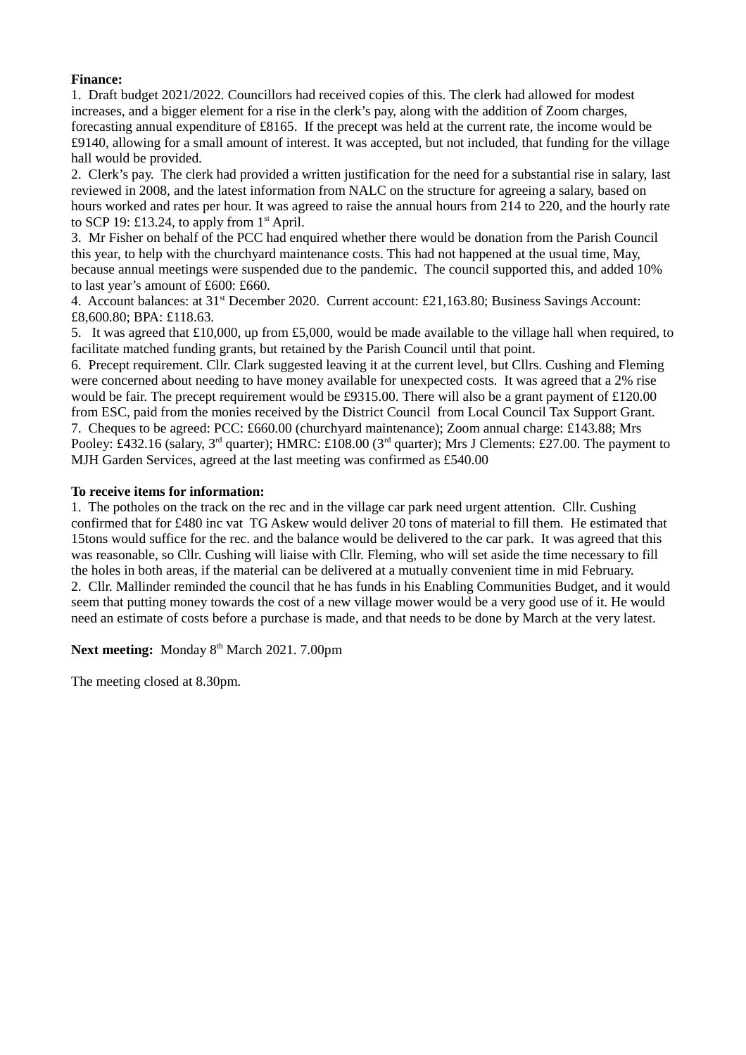**Finance:**

1. Draft budget 2021/2022. Councillors had received copies of this. The clerk had allowed for modest increases, and a bigger element for a rise in the clerk's pay, along with the addition of Zoom charges, forecasting annual expenditure of £8165. If the precept was held at the current rate, the income would be £9140, allowing for a small amount of interest. It was accepted, but not included, that funding for the village hall would be provided.
2. Clerk's pay. The clerk had provided a written justification for the need for a substantial rise in salary, last reviewed in 2008, and the latest information from NALC on the structure for agreeing a salary, based on hours worked and rates per hour. It was agreed to raise the annual hours from 214 to 220, and the hourly rate to SCP 19: £13.24, to apply from 1st April.
3. Mr Fisher on behalf of the PCC had enquired whether there would be donation from the Parish Council this year, to help with the churchyard maintenance costs. This had not happened at the usual time, May, because annual meetings were suspended due to the pandemic. The council supported this, and added 10% to last year's amount of £600: £660.
4. Account balances: at 31st December 2020. Current account: £21,163.80; Business Savings Account: £8,600.80; BPA: £118.63.
5. It was agreed that £10,000, up from £5,000, would be made available to the village hall when required, to facilitate matched funding grants, but retained by the Parish Council until that point.
6. Precept requirement. Cllr. Clark suggested leaving it at the current level, but Cllrs. Cushing and Fleming were concerned about needing to have money available for unexpected costs. It was agreed that a 2% rise would be fair. The precept requirement would be £9315.00. There will also be a grant payment of £120.00 from ESC, paid from the monies received by the District Council from Local Council Tax Support Grant.
7. Cheques to be agreed: PCC: £660.00 (churchyard maintenance); Zoom annual charge: £143.88; Mrs Pooley: £432.16 (salary, 3rd quarter); HMRC: £108.00 (3rd quarter); Mrs J Clements: £27.00. The payment to MJH Garden Services, agreed at the last meeting was confirmed as £540.00

**To receive items for information:**

1. The potholes on the track on the rec and in the village car park need urgent attention. Cllr. Cushing confirmed that for £480 inc vat TG Askew would deliver 20 tons of material to fill them. He estimated that 15tons would suffice for the rec. and the balance would be delivered to the car park. It was agreed that this was reasonable, so Cllr. Cushing will liaise with Cllr. Fleming, who will set aside the time necessary to fill the holes in both areas, if the material can be delivered at a mutually convenient time in mid February.
2. Cllr. Mallinder reminded the council that he has funds in his Enabling Communities Budget, and it would seem that putting money towards the cost of a new village mower would be a very good use of it. He would need an estimate of costs before a purchase is made, and that needs to be done by March at the very latest.

**Next meeting:** Monday 8th March 2021. 7.00pm

The meeting closed at 8.30pm.